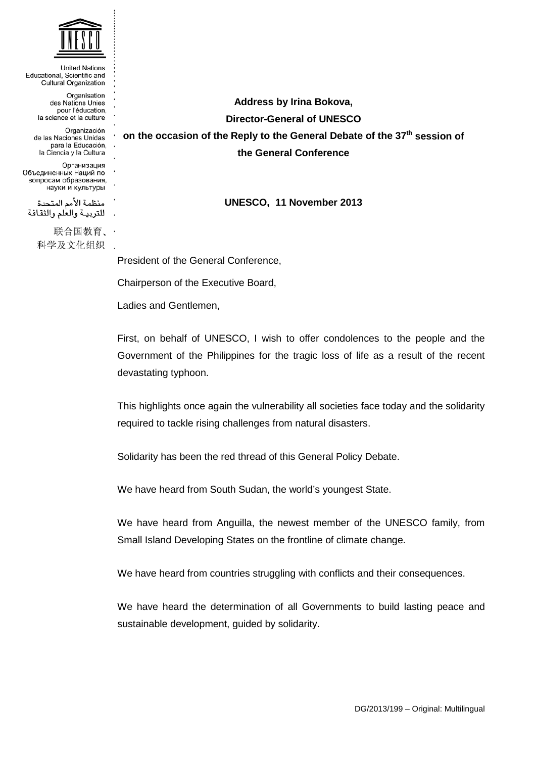United Nations Educational, Scientific and Cultural Organization

Organisation des Nations Unies pour l'éducation, la science et la culture

Organización de las Naciones Unidas para la Educación, la Ciencia y la Cultura

Организация Объединенных Наций по вопросам образования, науки и культуры

منظمة الأمم المتحدة للتربية والعلم والثقافة

联合国教育、科学及文化组织

**Address by Irina Bokova,**

**Director-General of UNESCO**

**on the occasion of the Reply to the General Debate of the 37th session of the General Conference**

**UNESCO, 11 November 2013**

President of the General Conference,

Chairperson of the Executive Board,

Ladies and Gentlemen,

First, on behalf of UNESCO, I wish to offer condolences to the people and the Government of the Philippines for the tragic loss of life as a result of the recent devastating typhoon.

This highlights once again the vulnerability all societies face today and the solidarity required to tackle rising challenges from natural disasters.

Solidarity has been the red thread of this General Policy Debate.

We have heard from South Sudan, the world's youngest State.

We have heard from Anguilla, the newest member of the UNESCO family, from Small Island Developing States on the frontline of climate change.

We have heard from countries struggling with conflicts and their consequences.

We have heard the determination of all Governments to build lasting peace and sustainable development, guided by solidarity.

DG/2013/199 – Original: Multilingual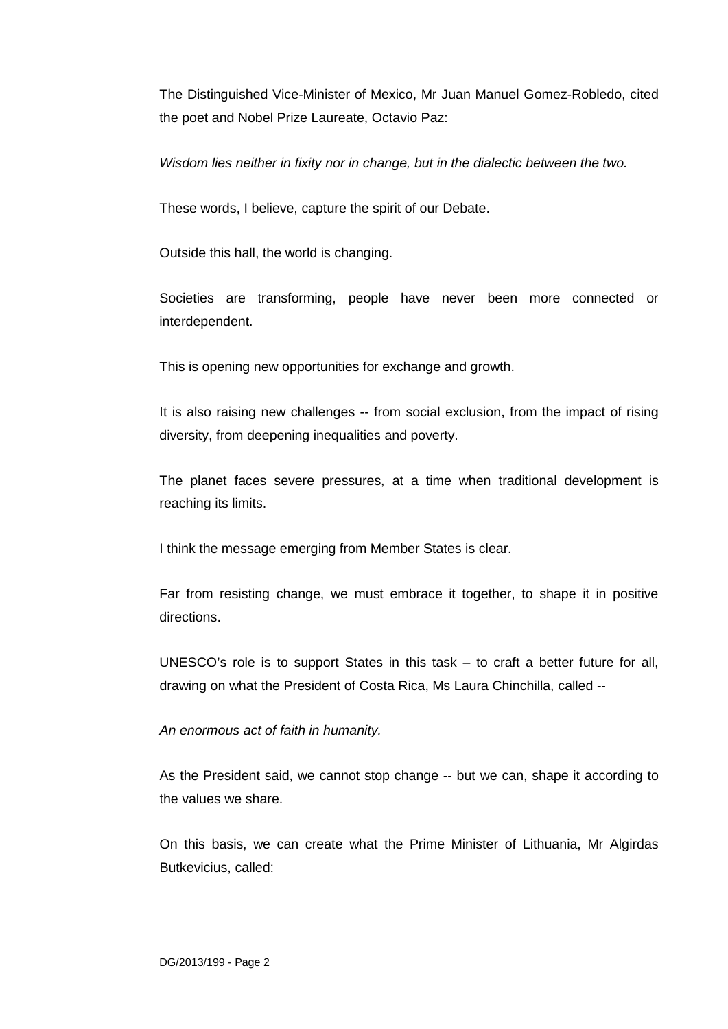The Distinguished Vice-Minister of Mexico, Mr Juan Manuel Gomez-Robledo, cited the poet and Nobel Prize Laureate, Octavio Paz:

*Wisdom lies neither in fixity nor in change, but in the dialectic between the two.*

These words, I believe, capture the spirit of our Debate.

Outside this hall, the world is changing.

Societies are transforming, people have never been more connected or interdependent.

This is opening new opportunities for exchange and growth.

It is also raising new challenges -- from social exclusion, from the impact of rising diversity, from deepening inequalities and poverty.

The planet faces severe pressures, at a time when traditional development is reaching its limits.

I think the message emerging from Member States is clear.

Far from resisting change, we must embrace it together, to shape it in positive directions.

UNESCO's role is to support States in this task – to craft a better future for all, drawing on what the President of Costa Rica, Ms Laura Chinchilla, called --

*An enormous act of faith in humanity.*

As the President said, we cannot stop change -- but we can, shape it according to the values we share.

On this basis, we can create what the Prime Minister of Lithuania, Mr Algirdas Butkevicius, called: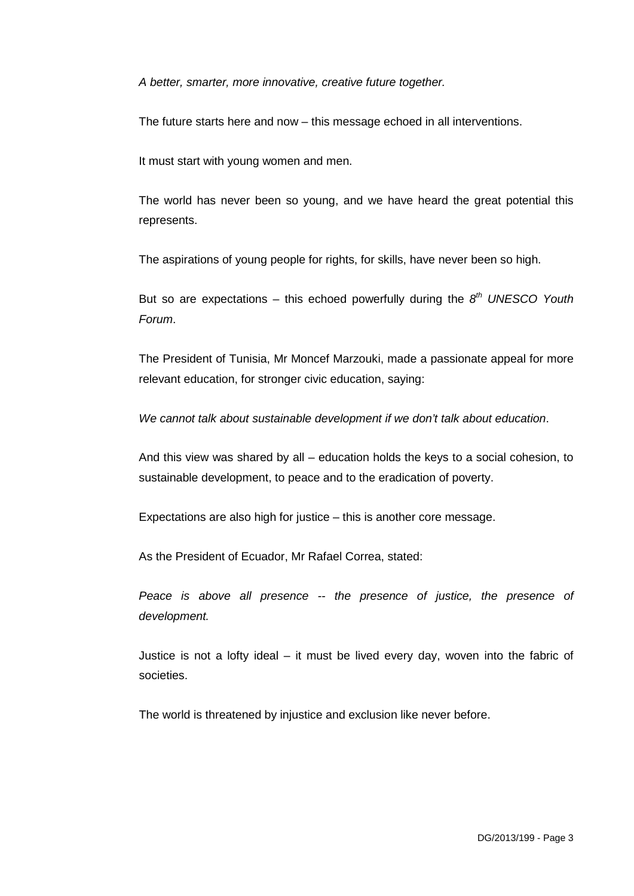*A better, smarter, more innovative, creative future together.*

The future starts here and now – this message echoed in all interventions.

It must start with young women and men.

The world has never been so young, and we have heard the great potential this represents.

The aspirations of young people for rights, for skills, have never been so high.

But so are expectations – this echoed powerfully during the *8th UNESCO Youth Forum*.

The President of Tunisia, Mr Moncef Marzouki, made a passionate appeal for more relevant education, for stronger civic education, saying:

*We cannot talk about sustainable development if we don't talk about education*.

And this view was shared by all – education holds the keys to a social cohesion, to sustainable development, to peace and to the eradication of poverty.

Expectations are also high for justice – this is another core message.

As the President of Ecuador, Mr Rafael Correa, stated:

*Peace is above all presence -- the presence of justice, the presence of development.*

Justice is not a lofty ideal – it must be lived every day, woven into the fabric of societies.

The world is threatened by injustice and exclusion like never before.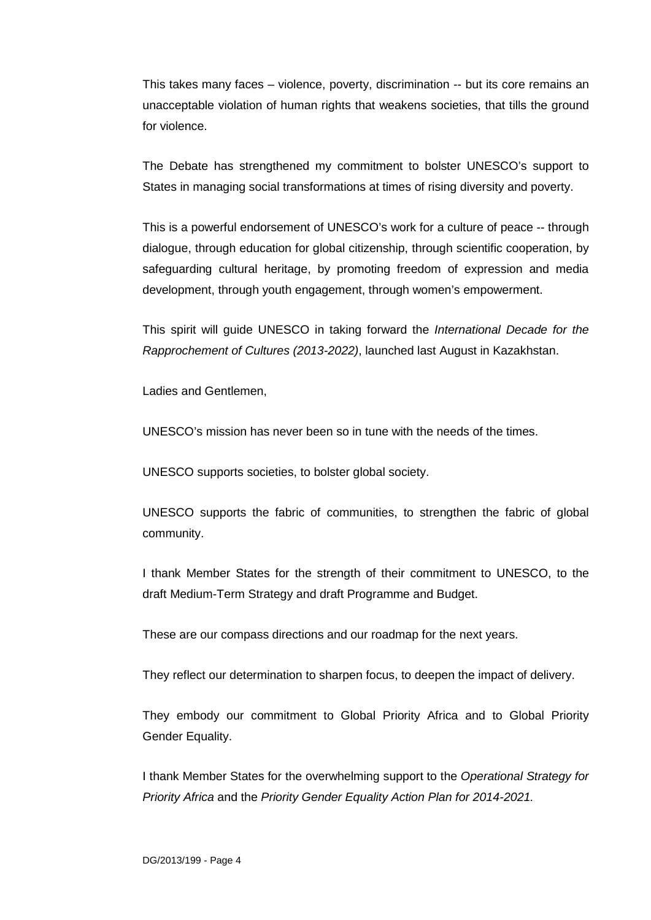This takes many faces – violence, poverty, discrimination -- but its core remains an unacceptable violation of human rights that weakens societies, that tills the ground for violence.

The Debate has strengthened my commitment to bolster UNESCO's support to States in managing social transformations at times of rising diversity and poverty.

This is a powerful endorsement of UNESCO's work for a culture of peace -- through dialogue, through education for global citizenship, through scientific cooperation, by safeguarding cultural heritage, by promoting freedom of expression and media development, through youth engagement, through women's empowerment.

This spirit will guide UNESCO in taking forward the *International Decade for the Rapprochement of Cultures (2013-2022)*, launched last August in Kazakhstan.

Ladies and Gentlemen,

UNESCO's mission has never been so in tune with the needs of the times.

UNESCO supports societies, to bolster global society.

UNESCO supports the fabric of communities, to strengthen the fabric of global community.

I thank Member States for the strength of their commitment to UNESCO, to the draft Medium-Term Strategy and draft Programme and Budget.

These are our compass directions and our roadmap for the next years.

They reflect our determination to sharpen focus, to deepen the impact of delivery.

They embody our commitment to Global Priority Africa and to Global Priority Gender Equality.

I thank Member States for the overwhelming support to the *Operational Strategy for Priority Africa* and the *Priority Gender Equality Action Plan for 2014-2021.*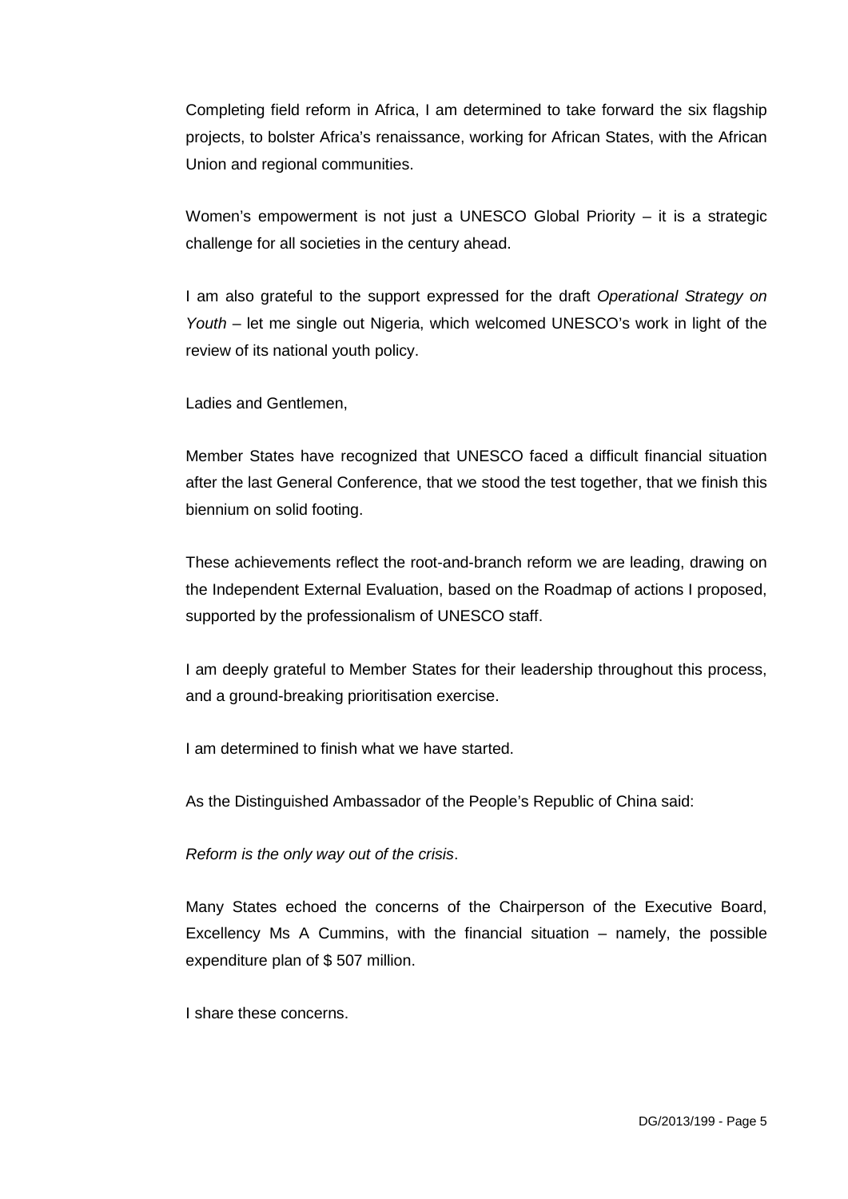Completing field reform in Africa, I am determined to take forward the six flagship projects, to bolster Africa's renaissance, working for African States, with the African Union and regional communities.

Women's empowerment is not just a UNESCO Global Priority – it is a strategic challenge for all societies in the century ahead.

I am also grateful to the support expressed for the draft *Operational Strategy on Youth* – let me single out Nigeria, which welcomed UNESCO's work in light of the review of its national youth policy.

Ladies and Gentlemen,

Member States have recognized that UNESCO faced a difficult financial situation after the last General Conference, that we stood the test together, that we finish this biennium on solid footing.

These achievements reflect the root-and-branch reform we are leading, drawing on the Independent External Evaluation, based on the Roadmap of actions I proposed, supported by the professionalism of UNESCO staff.

I am deeply grateful to Member States for their leadership throughout this process, and a ground-breaking prioritisation exercise.

I am determined to finish what we have started.

As the Distinguished Ambassador of the People's Republic of China said:

*Reform is the only way out of the crisis*.

Many States echoed the concerns of the Chairperson of the Executive Board, Excellency Ms A Cummins, with the financial situation – namely, the possible expenditure plan of $ 507 million.

I share these concerns.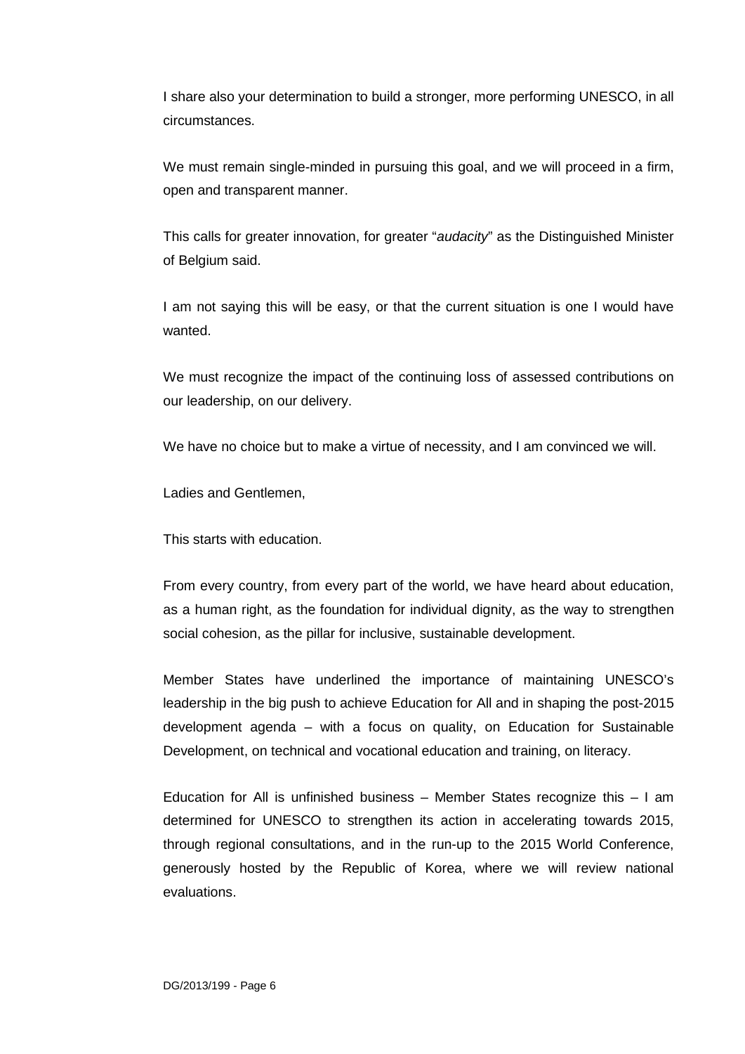I share also your determination to build a stronger, more performing UNESCO, in all circumstances.

We must remain single-minded in pursuing this goal, and we will proceed in a firm, open and transparent manner.

This calls for greater innovation, for greater "*audacity*" as the Distinguished Minister of Belgium said.

I am not saying this will be easy, or that the current situation is one I would have wanted.

We must recognize the impact of the continuing loss of assessed contributions on our leadership, on our delivery.

We have no choice but to make a virtue of necessity, and I am convinced we will.

Ladies and Gentlemen,

This starts with education.

From every country, from every part of the world, we have heard about education, as a human right, as the foundation for individual dignity, as the way to strengthen social cohesion, as the pillar for inclusive, sustainable development.

Member States have underlined the importance of maintaining UNESCO's leadership in the big push to achieve Education for All and in shaping the post-2015 development agenda – with a focus on quality, on Education for Sustainable Development, on technical and vocational education and training, on literacy.

Education for All is unfinished business – Member States recognize this – I am determined for UNESCO to strengthen its action in accelerating towards 2015, through regional consultations, and in the run-up to the 2015 World Conference, generously hosted by the Republic of Korea, where we will review national evaluations.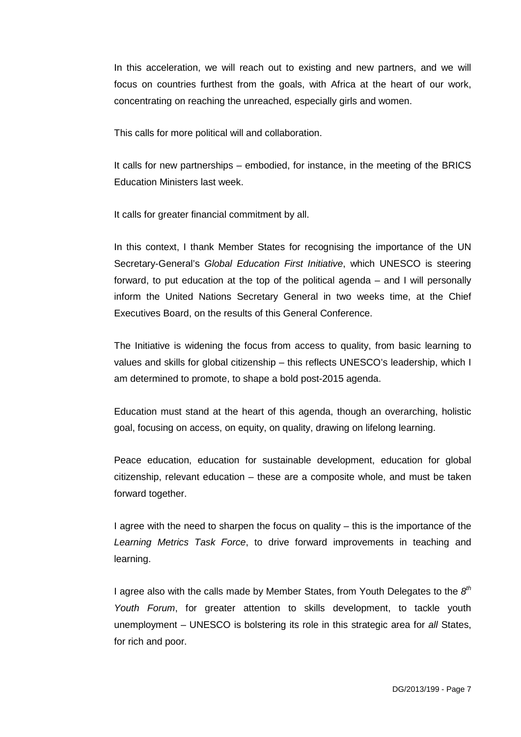In this acceleration, we will reach out to existing and new partners, and we will focus on countries furthest from the goals, with Africa at the heart of our work, concentrating on reaching the unreached, especially girls and women.

This calls for more political will and collaboration.

It calls for new partnerships – embodied, for instance, in the meeting of the BRICS Education Ministers last week.

It calls for greater financial commitment by all.

In this context, I thank Member States for recognising the importance of the UN Secretary-General's *Global Education First Initiative*, which UNESCO is steering forward, to put education at the top of the political agenda – and I will personally inform the United Nations Secretary General in two weeks time, at the Chief Executives Board, on the results of this General Conference.

The Initiative is widening the focus from access to quality, from basic learning to values and skills for global citizenship – this reflects UNESCO's leadership, which I am determined to promote, to shape a bold post-2015 agenda.

Education must stand at the heart of this agenda, though an overarching, holistic goal, focusing on access, on equity, on quality, drawing on lifelong learning.

Peace education, education for sustainable development, education for global citizenship, relevant education – these are a composite whole, and must be taken forward together.

I agree with the need to sharpen the focus on quality – this is the importance of the *Learning Metrics Task Force*, to drive forward improvements in teaching and learning.

I agree also with the calls made by Member States, from Youth Delegates to the *8th Youth Forum*, for greater attention to skills development, to tackle youth unemployment – UNESCO is bolstering its role in this strategic area for *all* States, for rich and poor.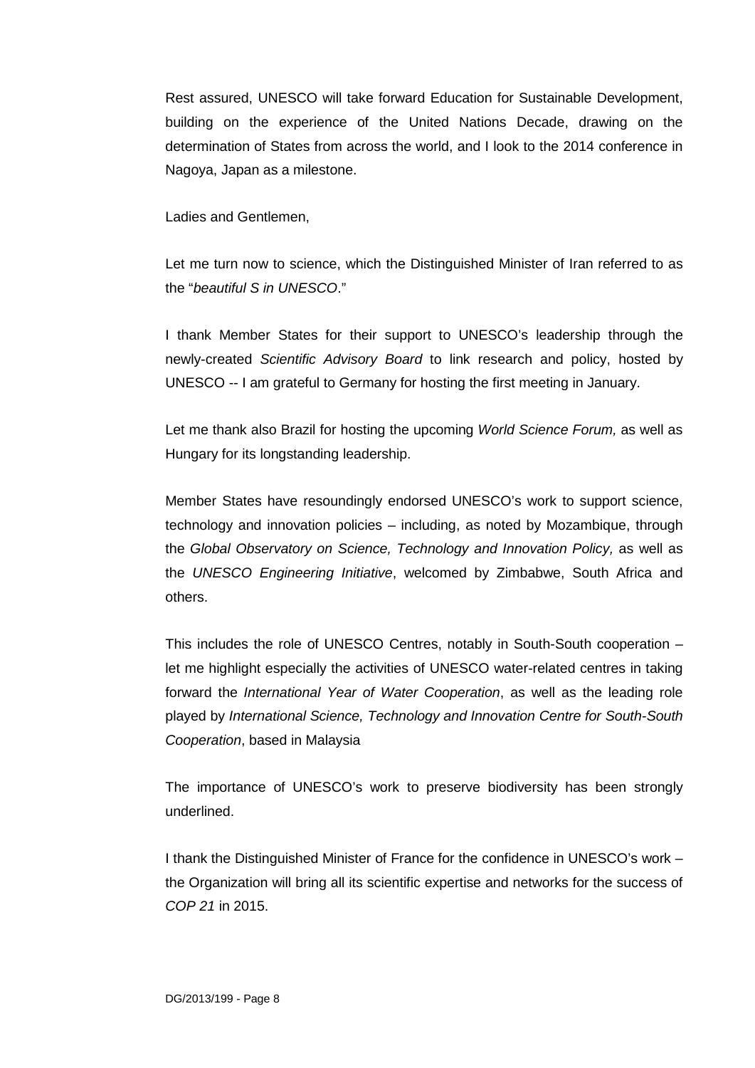Rest assured, UNESCO will take forward Education for Sustainable Development, building on the experience of the United Nations Decade, drawing on the determination of States from across the world, and I look to the 2014 conference in Nagoya, Japan as a milestone.

Ladies and Gentlemen,

Let me turn now to science, which the Distinguished Minister of Iran referred to as the "*beautiful S in UNESCO*."

I thank Member States for their support to UNESCO's leadership through the newly-created *Scientific Advisory Board* to link research and policy, hosted by UNESCO -- I am grateful to Germany for hosting the first meeting in January.

Let me thank also Brazil for hosting the upcoming *World Science Forum,* as well as Hungary for its longstanding leadership.

Member States have resoundingly endorsed UNESCO's work to support science, technology and innovation policies – including, as noted by Mozambique, through the *Global Observatory on Science, Technology and Innovation Policy,* as well as the *UNESCO Engineering Initiative*, welcomed by Zimbabwe, South Africa and others.

This includes the role of UNESCO Centres, notably in South-South cooperation – let me highlight especially the activities of UNESCO water-related centres in taking forward the *International Year of Water Cooperation*, as well as the leading role played by *International Science, Technology and Innovation Centre for South-South Cooperation*, based in Malaysia

The importance of UNESCO's work to preserve biodiversity has been strongly underlined.

I thank the Distinguished Minister of France for the confidence in UNESCO's work – the Organization will bring all its scientific expertise and networks for the success of *COP 21* in 2015.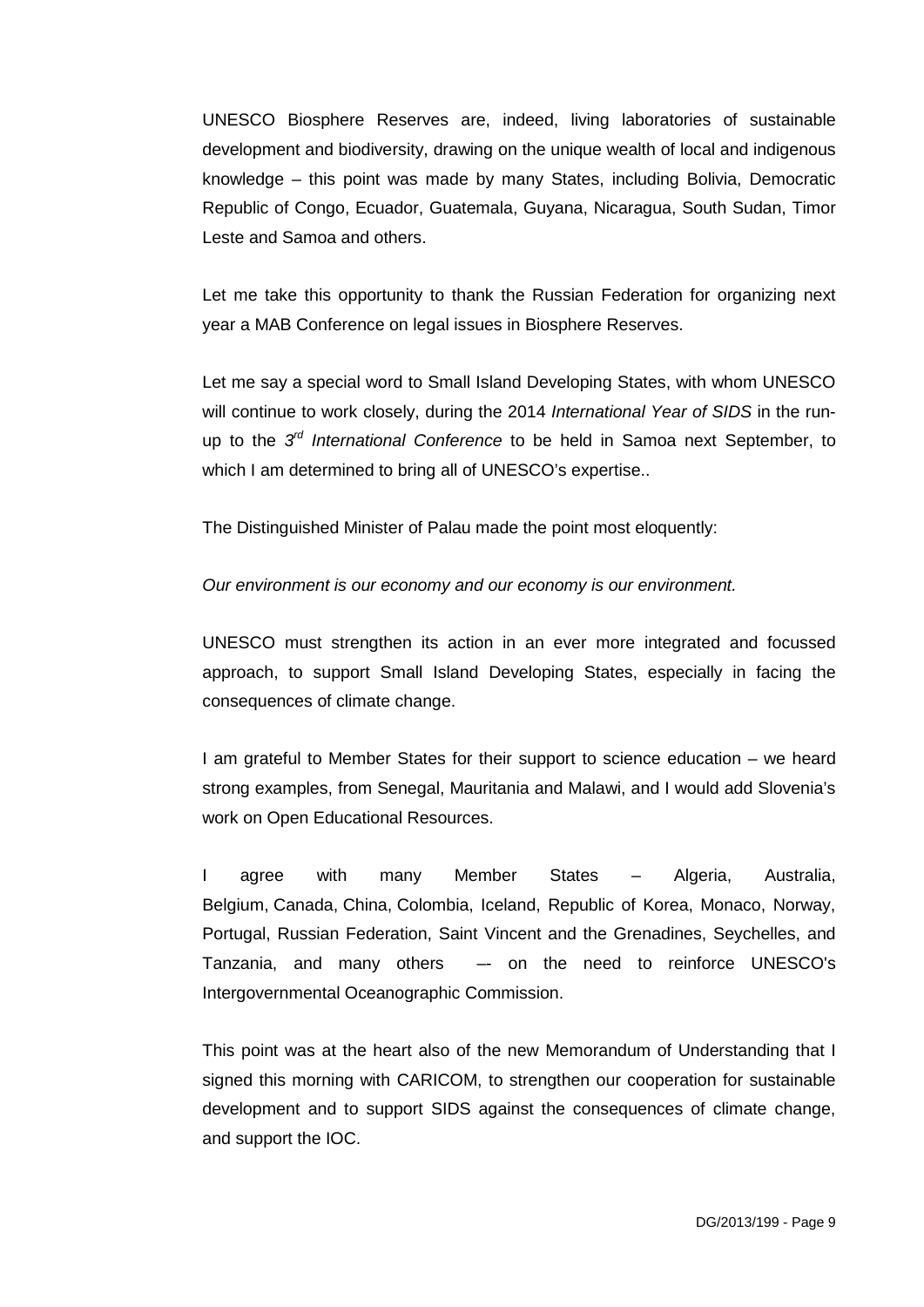UNESCO Biosphere Reserves are, indeed, living laboratories of sustainable development and biodiversity, drawing on the unique wealth of local and indigenous knowledge – this point was made by many States, including Bolivia, Democratic Republic of Congo, Ecuador, Guatemala, Guyana, Nicaragua, South Sudan, Timor Leste and Samoa and others.

Let me take this opportunity to thank the Russian Federation for organizing next year a MAB Conference on legal issues in Biosphere Reserves.

Let me say a special word to Small Island Developing States, with whom UNESCO will continue to work closely, during the 2014 *International Year of SIDS* in the run-up to the *3rd International Conference* to be held in Samoa next September, to which I am determined to bring all of UNESCO's expertise..

The Distinguished Minister of Palau made the point most eloquently:

*Our environment is our economy and our economy is our environment.*

UNESCO must strengthen its action in an ever more integrated and focussed approach, to support Small Island Developing States, especially in facing the consequences of climate change.

I am grateful to Member States for their support to science education – we heard strong examples, from Senegal, Mauritania and Malawi, and I would add Slovenia's work on Open Educational Resources.

I agree with many Member States – Algeria, Australia, Belgium, Canada, China, Colombia, Iceland, Republic of Korea, Monaco, Norway, Portugal, Russian Federation, Saint Vincent and the Grenadines, Seychelles, and Tanzania, and many others –– on the need to reinforce UNESCO's Intergovernmental Oceanographic Commission.

This point was at the heart also of the new Memorandum of Understanding that I signed this morning with CARICOM, to strengthen our cooperation for sustainable development and to support SIDS against the consequences of climate change, and support the IOC.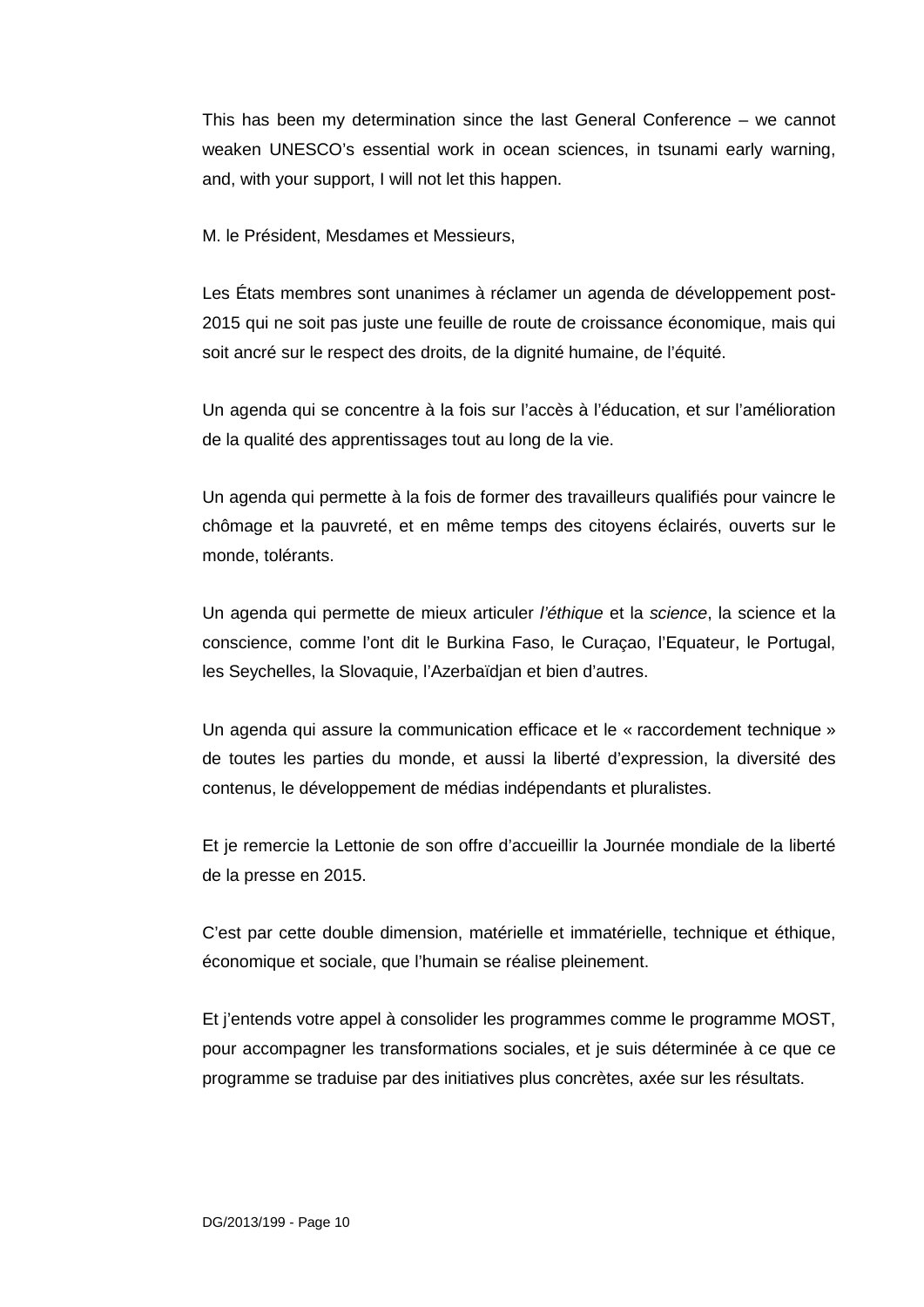This has been my determination since the last General Conference – we cannot weaken UNESCO's essential work in ocean sciences, in tsunami early warning, and, with your support, I will not let this happen.

M. le Président, Mesdames et Messieurs,

Les États membres sont unanimes à réclamer un agenda de développement post-2015 qui ne soit pas juste une feuille de route de croissance économique, mais qui soit ancré sur le respect des droits, de la dignité humaine, de l'équité.

Un agenda qui se concentre à la fois sur l'accès à l'éducation, et sur l'amélioration de la qualité des apprentissages tout au long de la vie.

Un agenda qui permette à la fois de former des travailleurs qualifiés pour vaincre le chômage et la pauvreté, et en même temps des citoyens éclairés, ouverts sur le monde, tolérants.

Un agenda qui permette de mieux articuler *l'éthique* et la *science*, la science et la conscience, comme l'ont dit le Burkina Faso, le Curaçao, l'Equateur, le Portugal, les Seychelles, la Slovaquie, l'Azerbaïdjan et bien d'autres.

Un agenda qui assure la communication efficace et le « raccordement technique » de toutes les parties du monde, et aussi la liberté d'expression, la diversité des contenus, le développement de médias indépendants et pluralistes.

Et je remercie la Lettonie de son offre d'accueillir la Journée mondiale de la liberté de la presse en 2015.

C'est par cette double dimension, matérielle et immatérielle, technique et éthique, économique et sociale, que l'humain se réalise pleinement.

Et j'entends votre appel à consolider les programmes comme le programme MOST, pour accompagner les transformations sociales, et je suis déterminée à ce que ce programme se traduise par des initiatives plus concrètes, axée sur les résultats.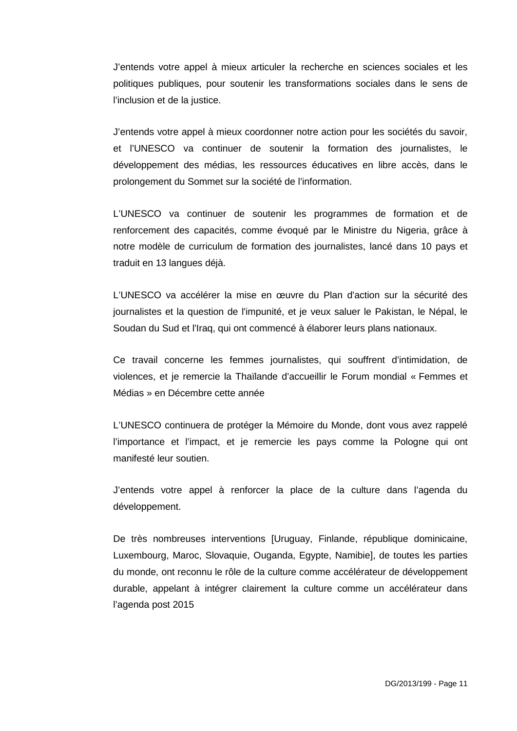J’entends votre appel à mieux articuler la recherche en sciences sociales et les politiques publiques, pour soutenir les transformations sociales dans le sens de l’inclusion et de la justice.

J’entends votre appel à mieux coordonner notre action pour les sociétés du savoir, et l’UNESCO va continuer de soutenir la formation des journalistes, le développement des médias, les ressources éducatives en libre accès, dans le prolongement du Sommet sur la société de l’information.

L’UNESCO va continuer de soutenir les programmes de formation et de renforcement des capacités, comme évoqué par le Ministre du Nigeria, grâce à notre modèle de curriculum de formation des journalistes, lancé dans 10 pays et traduit en 13 langues déjà.

L’UNESCO va accélérer la mise en œuvre du Plan d'action sur la sécurité des journalistes et la question de l'impunité, et je veux saluer le Pakistan, le Népal, le Soudan du Sud et l'Iraq, qui ont commencé à élaborer leurs plans nationaux.

Ce travail concerne les femmes journalistes, qui souffrent d’intimidation, de violences, et je remercie la Thaïlande d’accueillir le Forum mondial « Femmes et Médias » en Décembre cette année

L’UNESCO continuera de protéger la Mémoire du Monde, dont vous avez rappelé l’importance et l’impact, et je remercie les pays comme la Pologne qui ont manifesté leur soutien.

J’entends votre appel à renforcer la place de la culture dans l’agenda du développement.

De très nombreuses interventions [Uruguay, Finlande, république dominicaine, Luxembourg, Maroc, Slovaquie, Ouganda, Egypte, Namibie], de toutes les parties du monde, ont reconnu le rôle de la culture comme accélérateur de développement durable, appelant à intégrer clairement la culture comme un accélérateur dans l’agenda post 2015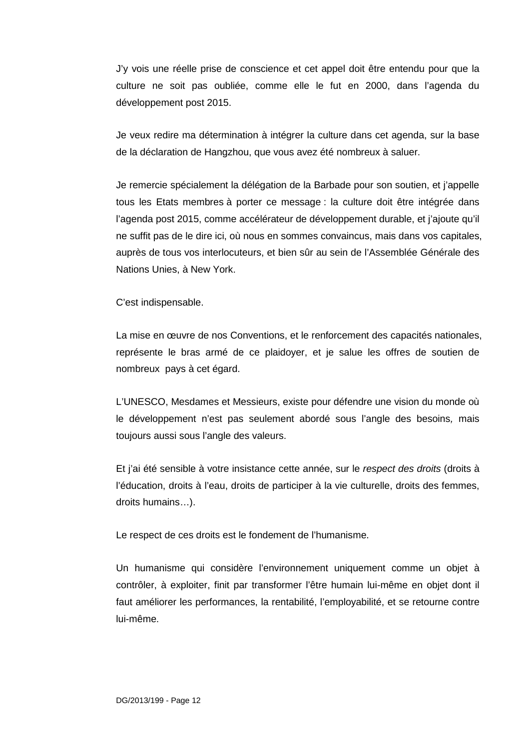J'y vois une réelle prise de conscience et cet appel doit être entendu pour que la culture ne soit pas oubliée, comme elle le fut en 2000, dans l'agenda du développement post 2015.

Je veux redire ma détermination à intégrer la culture dans cet agenda, sur la base de la déclaration de Hangzhou, que vous avez été nombreux à saluer.

Je remercie spécialement la délégation de la Barbade pour son soutien, et j'appelle tous les Etats membres à porter ce message : la culture doit être intégrée dans l'agenda post 2015, comme accélérateur de développement durable, et j'ajoute qu'il ne suffit pas de le dire ici, où nous en sommes convaincus, mais dans vos capitales, auprès de tous vos interlocuteurs, et bien sûr au sein de l'Assemblée Générale des Nations Unies, à New York.

C'est indispensable.

La mise en œuvre de nos Conventions, et le renforcement des capacités nationales, représente le bras armé de ce plaidoyer, et je salue les offres de soutien de nombreux pays à cet égard.

L'UNESCO, Mesdames et Messieurs, existe pour défendre une vision du monde où le développement n'est pas seulement abordé sous l'angle des besoins, mais toujours aussi sous l'angle des valeurs.

Et j'ai été sensible à votre insistance cette année, sur le *respect des droits* (droits à l'éducation, droits à l'eau, droits de participer à la vie culturelle, droits des femmes, droits humains…).

Le respect de ces droits est le fondement de l'humanisme.

Un humanisme qui considère l'environnement uniquement comme un objet à contrôler, à exploiter, finit par transformer l'être humain lui-même en objet dont il faut améliorer les performances, la rentabilité, l'employabilité, et se retourne contre lui-même.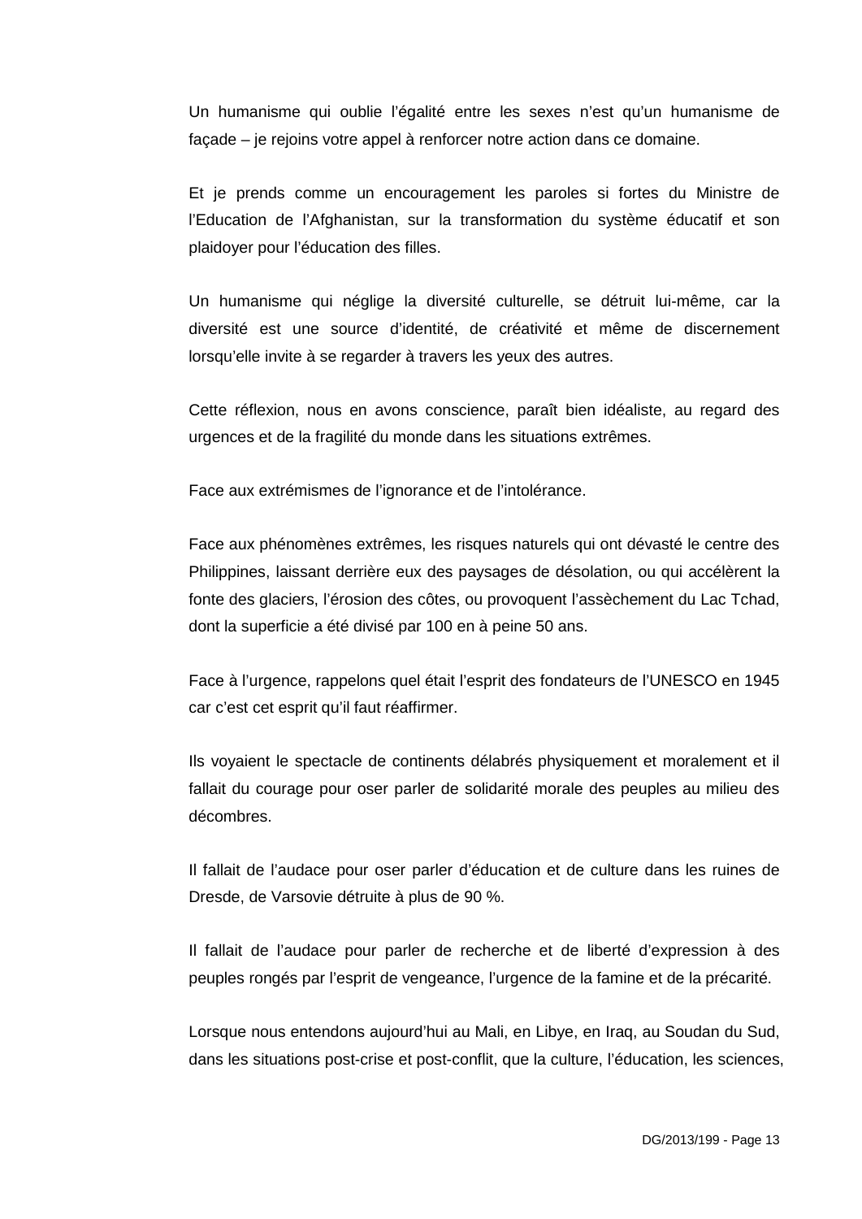Un humanisme qui oublie l'égalité entre les sexes n'est qu'un humanisme de façade – je rejoins votre appel à renforcer notre action dans ce domaine.

Et je prends comme un encouragement les paroles si fortes du Ministre de l'Education de l'Afghanistan, sur la transformation du système éducatif et son plaidoyer pour l'éducation des filles.

Un humanisme qui néglige la diversité culturelle, se détruit lui-même, car la diversité est une source d'identité, de créativité et même de discernement lorsqu'elle invite à se regarder à travers les yeux des autres.

Cette réflexion, nous en avons conscience, paraît bien idéaliste, au regard des urgences et de la fragilité du monde dans les situations extrêmes.

Face aux extrémismes de l'ignorance et de l'intolérance.

Face aux phénomènes extrêmes, les risques naturels qui ont dévasté le centre des Philippines, laissant derrière eux des paysages de désolation, ou qui accélèrent la fonte des glaciers, l'érosion des côtes, ou provoquent l'assèchement du Lac Tchad, dont la superficie a été divisé par 100 en à peine 50 ans.

Face à l'urgence, rappelons quel était l'esprit des fondateurs de l'UNESCO en 1945 car c'est cet esprit qu'il faut réaffirmer.

Ils voyaient le spectacle de continents délabrés physiquement et moralement et il fallait du courage pour oser parler de solidarité morale des peuples au milieu des décombres.

Il fallait de l'audace pour oser parler d'éducation et de culture dans les ruines de Dresde, de Varsovie détruite à plus de 90 %.

Il fallait de l'audace pour parler de recherche et de liberté d'expression à des peuples rongés par l'esprit de vengeance, l'urgence de la famine et de la précarité.

Lorsque nous entendons aujourd'hui au Mali, en Libye, en Iraq, au Soudan du Sud, dans les situations post-crise et post-conflit, que la culture, l'éducation, les sciences,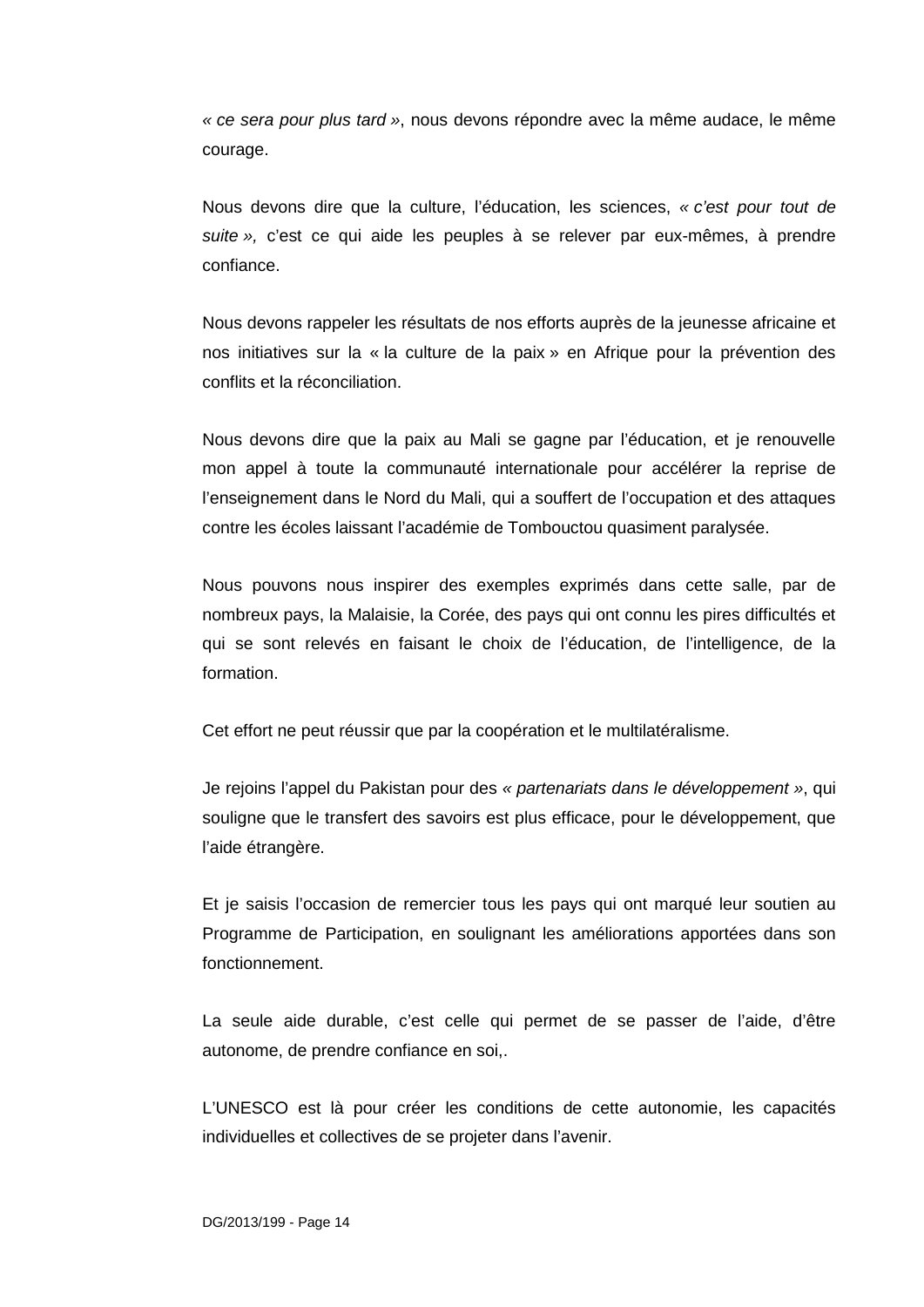*« ce sera pour plus tard »*, nous devons répondre avec la même audace, le même courage.

Nous devons dire que la culture, l'éducation, les sciences, *« c'est pour tout de suite »,* c'est ce qui aide les peuples à se relever par eux-mêmes, à prendre confiance.

Nous devons rappeler les résultats de nos efforts auprès de la jeunesse africaine et nos initiatives sur la « la culture de la paix » en Afrique pour la prévention des conflits et la réconciliation.

Nous devons dire que la paix au Mali se gagne par l'éducation, et je renouvelle mon appel à toute la communauté internationale pour accélérer la reprise de l'enseignement dans le Nord du Mali, qui a souffert de l'occupation et des attaques contre les écoles laissant l'académie de Tombouctou quasiment paralysée.

Nous pouvons nous inspirer des exemples exprimés dans cette salle, par de nombreux pays, la Malaisie, la Corée, des pays qui ont connu les pires difficultés et qui se sont relevés en faisant le choix de l'éducation, de l'intelligence, de la formation.

Cet effort ne peut réussir que par la coopération et le multilatéralisme.

Je rejoins l'appel du Pakistan pour des *« partenariats dans le développement »*, qui souligne que le transfert des savoirs est plus efficace, pour le développement, que l'aide étrangère.

Et je saisis l'occasion de remercier tous les pays qui ont marqué leur soutien au Programme de Participation, en soulignant les améliorations apportées dans son fonctionnement.

La seule aide durable, c'est celle qui permet de se passer de l'aide, d'être autonome, de prendre confiance en soi,.

L'UNESCO est là pour créer les conditions de cette autonomie, les capacités individuelles et collectives de se projeter dans l'avenir.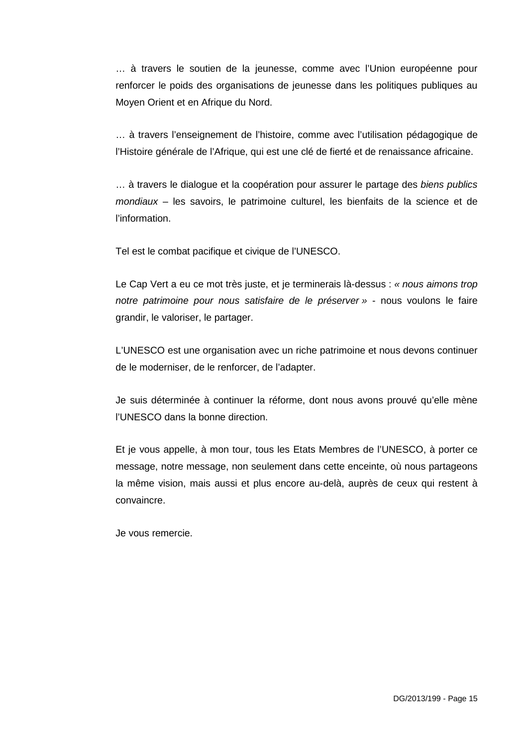… à travers le soutien de la jeunesse, comme avec l'Union européenne pour renforcer le poids des organisations de jeunesse dans les politiques publiques au Moyen Orient et en Afrique du Nord.

… à travers l'enseignement de l'histoire, comme avec l'utilisation pédagogique de l'Histoire générale de l'Afrique, qui est une clé de fierté et de renaissance africaine.

… à travers le dialogue et la coopération pour assurer le partage des *biens publics mondiaux* – les savoirs, le patrimoine culturel, les bienfaits de la science et de l'information.

Tel est le combat pacifique et civique de l'UNESCO.

Le Cap Vert a eu ce mot très juste, et je terminerais là-dessus : *« nous aimons trop notre patrimoine pour nous satisfaire de le préserver »* - nous voulons le faire grandir, le valoriser, le partager.

L'UNESCO est une organisation avec un riche patrimoine et nous devons continuer de le moderniser, de le renforcer, de l'adapter.

Je suis déterminée à continuer la réforme, dont nous avons prouvé qu'elle mène l'UNESCO dans la bonne direction.

Et je vous appelle, à mon tour, tous les Etats Membres de l'UNESCO, à porter ce message, notre message, non seulement dans cette enceinte, où nous partageons la même vision, mais aussi et plus encore au-delà, auprès de ceux qui restent à convaincre.

Je vous remercie.